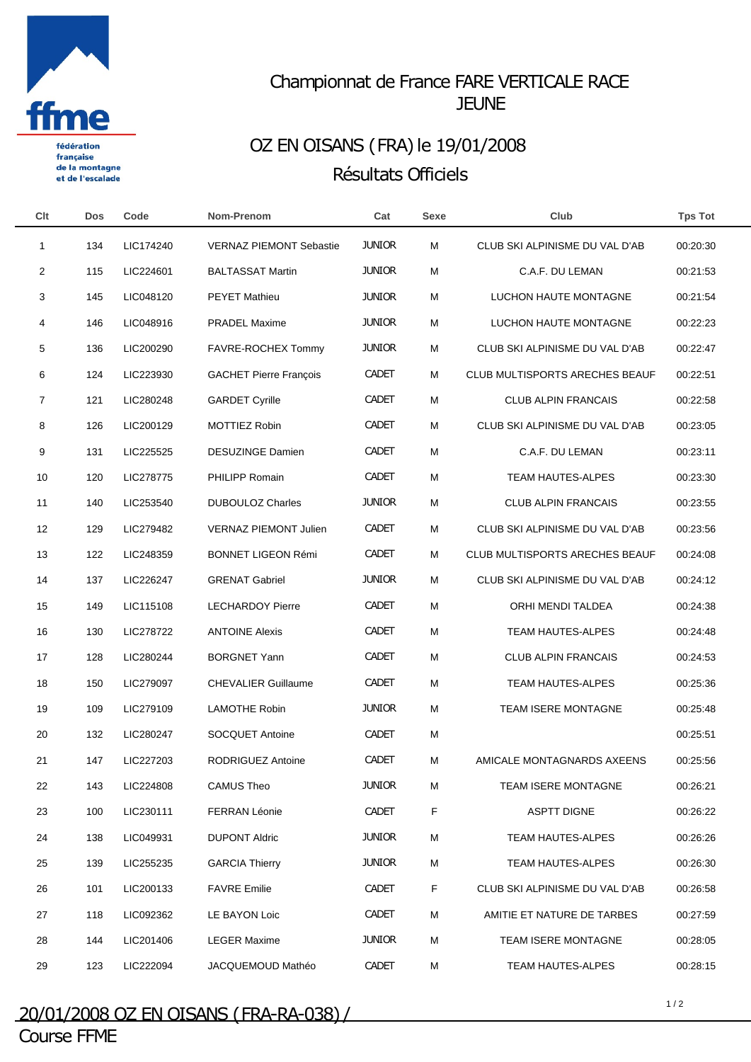fédération française de la montagne et de l'escalade

# Championnat de France FARE VERTICALE RACE JEUNE

## OZ EN OISANS (FRA) le 19/01/2008

## Résultats Officiels

| Clt | Dos | Code | Nom-Prenom | Cat | Sexe | Club | Tps Tot |
|---|---|---|---|---|---|---|---|
| 1 | 134 | LIC174240 | VERNAZ PIEMONT Sebastie | JUNIOR | M | CLUB SKI ALPINISME DU VAL D'AB | 00:20:30 |
| 2 | 115 | LIC224601 | BALTASSAT Martin | JUNIOR | M | C.A.F. DU LEMAN | 00:21:53 |
| 3 | 145 | LIC048120 | PEYET Mathieu | JUNIOR | M | LUCHON HAUTE MONTAGNE | 00:21:54 |
| 4 | 146 | LIC048916 | PRADEL Maxime | JUNIOR | M | LUCHON HAUTE MONTAGNE | 00:22:23 |
| 5 | 136 | LIC200290 | FAVRE-ROCHEX Tommy | JUNIOR | M | CLUB SKI ALPINISME DU VAL D'AB | 00:22:47 |
| 6 | 124 | LIC223930 | GACHET Pierre François | CADET | M | CLUB MULTISPORTS ARECHES BEAUF | 00:22:51 |
| 7 | 121 | LIC280248 | GARDET Cyrille | CADET | M | CLUB ALPIN FRANCAIS | 00:22:58 |
| 8 | 126 | LIC200129 | MOTTIEZ Robin | CADET | M | CLUB SKI ALPINISME DU VAL D'AB | 00:23:05 |
| 9 | 131 | LIC225525 | DESUZINGE Damien | CADET | M | C.A.F. DU LEMAN | 00:23:11 |
| 10 | 120 | LIC278775 | PHILIPP Romain | CADET | M | TEAM HAUTES-ALPES | 00:23:30 |
| 11 | 140 | LIC253540 | DUBOULOZ Charles | JUNIOR | M | CLUB ALPIN FRANCAIS | 00:23:55 |
| 12 | 129 | LIC279482 | VERNAZ PIEMONT Julien | CADET | M | CLUB SKI ALPINISME DU VAL D'AB | 00:23:56 |
| 13 | 122 | LIC248359 | BONNET LIGEON Rémi | CADET | M | CLUB MULTISPORTS ARECHES BEAUF | 00:24:08 |
| 14 | 137 | LIC226247 | GRENAT Gabriel | JUNIOR | M | CLUB SKI ALPINISME DU VAL D'AB | 00:24:12 |
| 15 | 149 | LIC115108 | LECHARDOY Pierre | CADET | M | ORHI MENDI TALDEA | 00:24:38 |
| 16 | 130 | LIC278722 | ANTOINE Alexis | CADET | M | TEAM HAUTES-ALPES | 00:24:48 |
| 17 | 128 | LIC280244 | BORGNET Yann | CADET | M | CLUB ALPIN FRANCAIS | 00:24:53 |
| 18 | 150 | LIC279097 | CHEVALIER Guillaume | CADET | M | TEAM HAUTES-ALPES | 00:25:36 |
| 19 | 109 | LIC279109 | LAMOTHE Robin | JUNIOR | M | TEAM ISERE MONTAGNE | 00:25:48 |
| 20 | 132 | LIC280247 | SOCQUET Antoine | CADET | M | | 00:25:51 |
| 21 | 147 | LIC227203 | RODRIGUEZ Antoine | CADET | M | AMICALE MONTAGNARDS AXEENS | 00:25:56 |
| 22 | 143 | LIC224808 | CAMUS Theo | JUNIOR | M | TEAM ISERE MONTAGNE | 00:26:21 |
| 23 | 100 | LIC230111 | FERRAN Léonie | CADET | F | ASPTT DIGNE | 00:26:22 |
| 24 | 138 | LIC049931 | DUPONT Aldric | JUNIOR | M | TEAM HAUTES-ALPES | 00:26:26 |
| 25 | 139 | LIC255235 | GARCIA Thierry | JUNIOR | M | TEAM HAUTES-ALPES | 00:26:30 |
| 26 | 101 | LIC200133 | FAVRE Emilie | CADET | F | CLUB SKI ALPINISME DU VAL D'AB | 00:26:58 |
| 27 | 118 | LIC092362 | LE BAYON Loic | CADET | M | AMITIE ET NATURE DE TARBES | 00:27:59 |
| 28 | 144 | LIC201406 | LEGER Maxime | JUNIOR | M | TEAM ISERE MONTAGNE | 00:28:05 |
| 29 | 123 | LIC222094 | JACQUEMOUD Mathéo | CADET | M | TEAM HAUTES-ALPES | 00:28:15 |

20/01/2008 OZ EN OISANS (FRA-RA-038) / Course FFME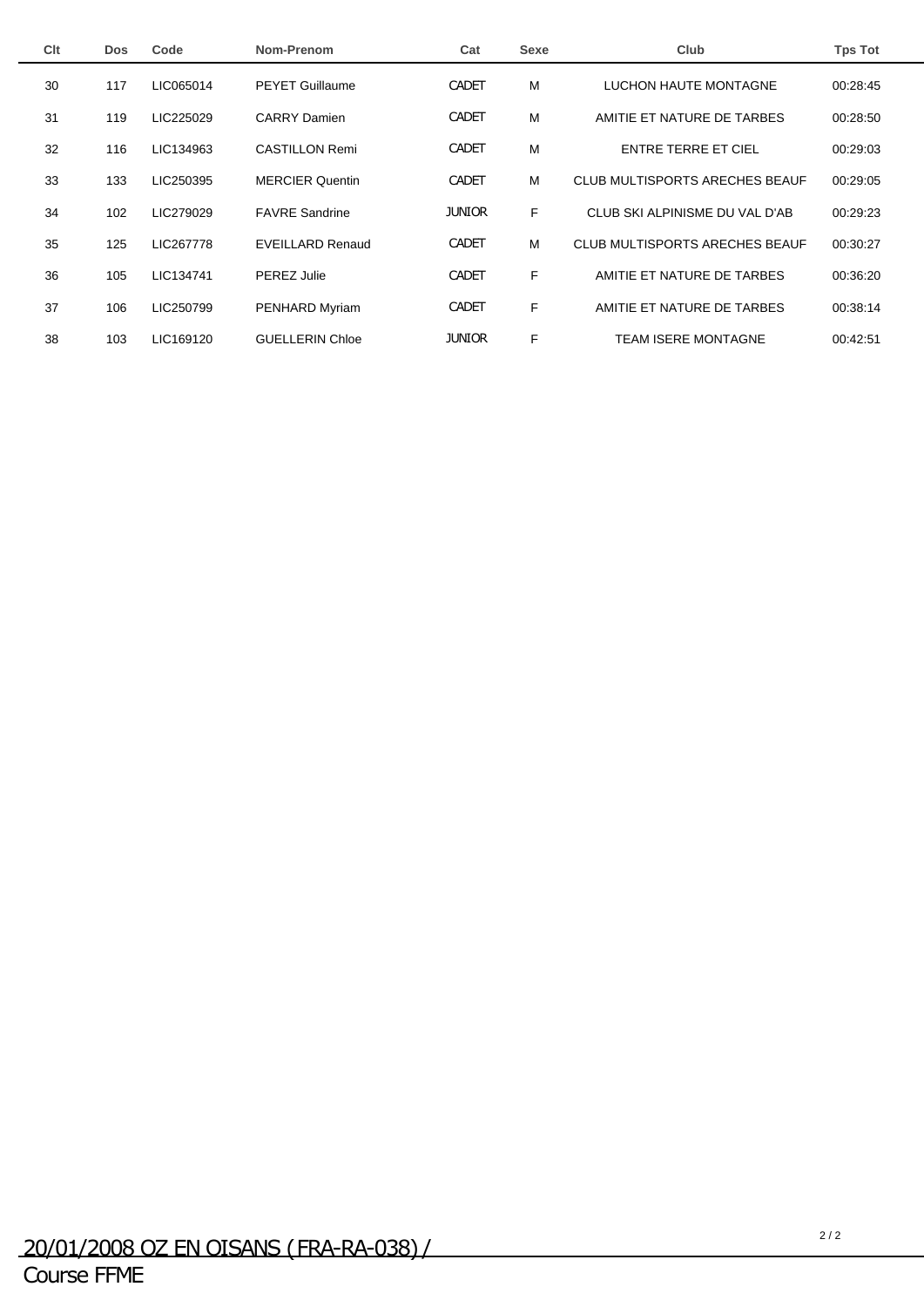| Clt | Dos | Code | Nom-Prenom | Cat | Sexe | Club | Tps Tot |
|---|---|---|---|---|---|---|---|
| 30 | 117 | LIC065014 | PEYET Guillaume | CADET | M | LUCHON HAUTE MONTAGNE | 00:28:45 |
| 31 | 119 | LIC225029 | CARRY Damien | CADET | M | AMITIE ET NATURE DE TARBES | 00:28:50 |
| 32 | 116 | LIC134963 | CASTILLON Remi | CADET | M | ENTRE TERRE ET CIEL | 00:29:03 |
| 33 | 133 | LIC250395 | MERCIER Quentin | CADET | M | CLUB MULTISPORTS ARECHES BEAUF | 00:29:05 |
| 34 | 102 | LIC279029 | FAVRE Sandrine | JUNIOR | F | CLUB SKI ALPINISME DU VAL D'AB | 00:29:23 |
| 35 | 125 | LIC267778 | EVEILLARD Renaud | CADET | M | CLUB MULTISPORTS ARECHES BEAUF | 00:30:27 |
| 36 | 105 | LIC134741 | PEREZ Julie | CADET | F | AMITIE ET NATURE DE TARBES | 00:36:20 |
| 37 | 106 | LIC250799 | PENHARD Myriam | CADET | F | AMITIE ET NATURE DE TARBES | 00:38:14 |
| 38 | 103 | LIC169120 | GUELLERIN Chloe | JUNIOR | F | TEAM ISERE MONTAGNE | 00:42:51 |